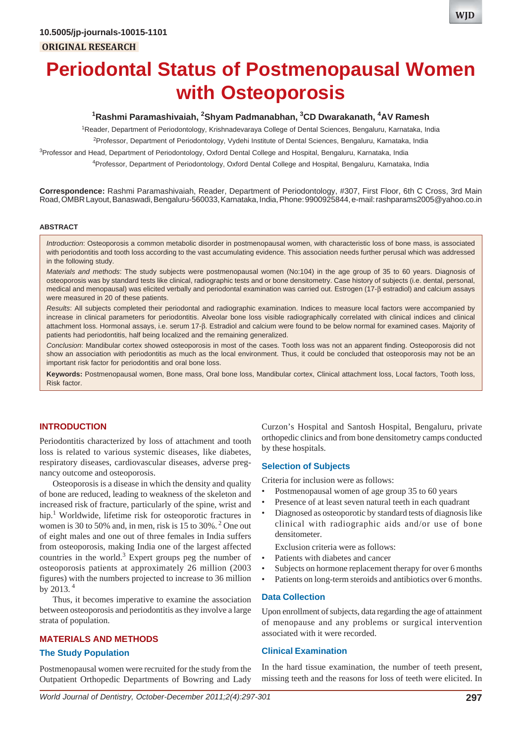10.5005/jp-journals-10015-1101

ORIGINAL RESEARCH

# Periodontal Status of Postmenopausal Women with Osteoporosis

[1]Rashmi Paramashivaiah, [2]Shyam Padmanabhan, [3]CD Dwarakanath, [4]AV Ramesh

[1]Reader, Department of Periodontology, Krishnadevaraya College of Dental Sciences, Bengaluru, Karnataka, India

[2]Professor, Department of Periodontology, Vydehi Institute of Dental Sciences, Bengaluru, Karnataka, India

[3]Professor and Head, Department of Periodontology, Oxford Dental College and Hospital, Bengaluru, Karnataka, India

[4]Professor, Department of Periodontology, Oxford Dental College and Hospital, Bengaluru, Karnataka, India

**Correspondence:** Rashmi Paramashivaiah, Reader, Department of Periodontology, #307, First Floor, 6th C Cross, 3rd Main Road, OMBR Layout, Banaswadi, Bengaluru-560033, Karnataka, India, Phone: 9900925844, e-mail: rashparams2005@yahoo.co.in

## ABSTRACT

*Introduction*: Osteoporosis a common metabolic disorder in postmenopausal women, with characteristic loss of bone mass, is associated with periodontitis and tooth loss according to the vast accumulating evidence. This association needs further perusal which was addressed in the following study.

*Materials and methods*: The study subjects were postmenopausal women (No:104) in the age group of 35 to 60 years. Diagnosis of osteoporosis was by standard tests like clinical, radiographic tests and or bone densitometry. Case history of subjects (i.e. dental, personal, medical and menopausal) was elicited verbally and periodontal examination was carried out. Estrogen (17-β estradiol) and calcium assays were measured in 20 of these patients.

*Results*: All subjects completed their periodontal and radiographic examination. Indices to measure local factors were accompanied by increase in clinical parameters for periodontitis. Alveolar bone loss visible radiographically correlated with clinical indices and clinical attachment loss. Hormonal assays, i.e. serum 17-β. Estradiol and calcium were found to be below normal for examined cases. Majority of patients had periodontitis, half being localized and the remaining generalized.

*Conclusion*: Mandibular cortex showed osteoporosis in most of the cases. Tooth loss was not an apparent finding. Osteoporosis did not show an association with periodontitis as much as the local environment. Thus, it could be concluded that osteoporosis may not be an important risk factor for periodontitis and oral bone loss.

**Keywords:** Postmenopausal women, Bone mass, Oral bone loss, Mandibular cortex, Clinical attachment loss, Local factors, Tooth loss, Risk factor.

## INTRODUCTION

Periodontitis characterized by loss of attachment and tooth loss is related to various systemic diseases, like diabetes, respiratory diseases, cardiovascular diseases, adverse pregnancy outcome and osteoporosis.

Osteoporosis is a disease in which the density and quality of bone are reduced, leading to weakness of the skeleton and increased risk of fracture, particularly of the spine, wrist and hip.[1] Worldwide, lifetime risk for osteoporotic fractures in women is 30 to 50% and, in men, risk is 15 to 30%.[2] One out of eight males and one out of three females in India suffers from osteoporosis, making India one of the largest affected countries in the world.[3] Expert groups peg the number of osteoporosis patients at approximately 26 million (2003 figures) with the numbers projected to increase to 36 million by 2013.[4]

Thus, it becomes imperative to examine the association between osteoporosis and periodontitis as they involve a large strata of population.

## MATERIALS AND METHODS

### The Study Population

Postmenopausal women were recruited for the study from the Outpatient Orthopedic Departments of Bowring and Lady Curzon's Hospital and Santosh Hospital, Bengaluru, private orthopedic clinics and from bone densitometry camps conducted by these hospitals.

### Selection of Subjects

Criteria for inclusion were as follows:

- Postmenopausal women of age group 35 to 60 years
- Presence of at least seven natural teeth in each quadrant
- Diagnosed as osteoporotic by standard tests of diagnosis like clinical with radiographic aids and/or use of bone densitometer.

Exclusion criteria were as follows:

- Patients with diabetes and cancer
- Subjects on hormone replacement therapy for over 6 months
- Patients on long-term steroids and antibiotics over 6 months.

### Data Collection

Upon enrollment of subjects, data regarding the age of attainment of menopause and any problems or surgical intervention associated with it were recorded.

### Clinical Examination

In the hard tissue examination, the number of teeth present, missing teeth and the reasons for loss of teeth were elicited. In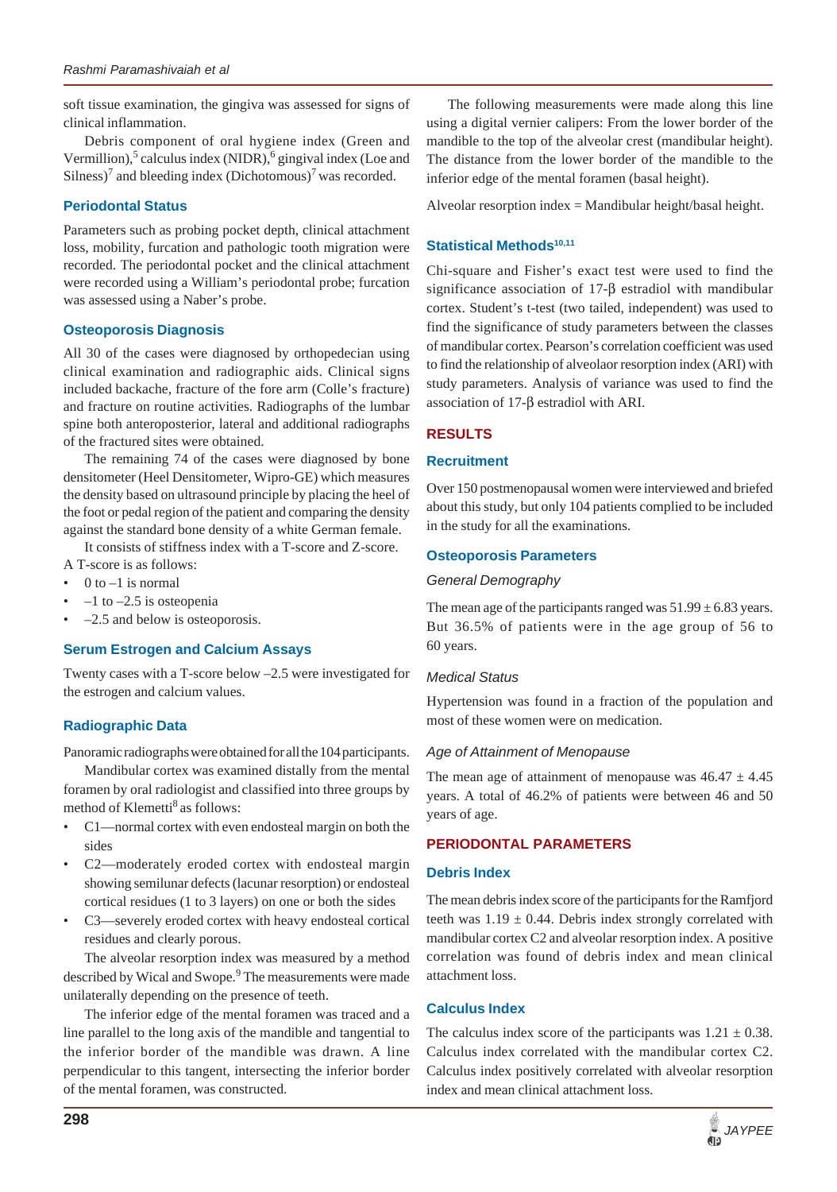soft tissue examination, the gingiva was assessed for signs of clinical inflammation.

Debris component of oral hygiene index (Green and Vermillion),[5] calculus index (NIDR),[6] gingival index (Loe and Silness)[7] and bleeding index (Dichotomous)[7] was recorded.

## Periodontal Status

Parameters such as probing pocket depth, clinical attachment loss, mobility, furcation and pathologic tooth migration were recorded. The periodontal pocket and the clinical attachment were recorded using a William's periodontal probe; furcation was assessed using a Naber's probe.

## Osteoporosis Diagnosis

All 30 of the cases were diagnosed by orthopedecian using clinical examination and radiographic aids. Clinical signs included backache, fracture of the fore arm (Colle's fracture) and fracture on routine activities. Radiographs of the lumbar spine both anteroposterior, lateral and additional radiographs of the fractured sites were obtained.

The remaining 74 of the cases were diagnosed by bone densitometer (Heel Densitometer, Wipro-GE) which measures the density based on ultrasound principle by placing the heel of the foot or pedal region of the patient and comparing the density against the standard bone density of a white German female.

It consists of stiffness index with a T-score and Z-score. A T-score is as follows:

- 0 to –1 is normal
- –1 to –2.5 is osteopenia
- –2.5 and below is osteoporosis.

## Serum Estrogen and Calcium Assays

Twenty cases with a T-score below –2.5 were investigated for the estrogen and calcium values.

## Radiographic Data

Panoramic radiographs were obtained for all the 104 participants.

Mandibular cortex was examined distally from the mental foramen by oral radiologist and classified into three groups by method of Klemetti[8] as follows:

- C1—normal cortex with even endosteal margin on both the sides
- C2—moderately eroded cortex with endosteal margin showing semilunar defects (lacunar resorption) or endosteal cortical residues (1 to 3 layers) on one or both the sides
- C3—severely eroded cortex with heavy endosteal cortical residues and clearly porous.

The alveolar resorption index was measured by a method described by Wical and Swope.[9] The measurements were made unilaterally depending on the presence of teeth.

The inferior edge of the mental foramen was traced and a line parallel to the long axis of the mandible and tangential to the inferior border of the mandible was drawn. A line perpendicular to this tangent, intersecting the inferior border of the mental foramen, was constructed.

The following measurements were made along this line using a digital vernier calipers: From the lower border of the mandible to the top of the alveolar crest (mandibular height). The distance from the lower border of the mandible to the inferior edge of the mental foramen (basal height).

Alveolar resorption index = Mandibular height/basal height.

## Statistical Methods[10,11]

Chi-square and Fisher's exact test were used to find the significance association of 17-β estradiol with mandibular cortex. Student's t-test (two tailed, independent) was used to find the significance of study parameters between the classes of mandibular cortex. Pearson's correlation coefficient was used to find the relationship of alveolaor resorption index (ARI) with study parameters. Analysis of variance was used to find the association of 17-β estradiol with ARI.

# RESULTS

## Recruitment

Over 150 postmenopausal women were interviewed and briefed about this study, but only 104 patients complied to be included in the study for all the examinations.

## Osteoporosis Parameters

### *General Demography*

The mean age of the participants ranged was 51.99 ± 6.83 years. But 36.5% of patients were in the age group of 56 to 60 years.

### *Medical Status*

Hypertension was found in a fraction of the population and most of these women were on medication.

### *Age of Attainment of Menopause*

The mean age of attainment of menopause was 46.47 ± 4.45 years. A total of 46.2% of patients were between 46 and 50 years of age.

# PERIODONTAL PARAMETERS

## Debris Index

The mean debris index score of the participants for the Ramfjord teeth was 1.19 ± 0.44. Debris index strongly correlated with mandibular cortex C2 and alveolar resorption index. A positive correlation was found of debris index and mean clinical attachment loss.

## Calculus Index

The calculus index score of the participants was 1.21 ± 0.38. Calculus index correlated with the mandibular cortex C2. Calculus index positively correlated with alveolar resorption index and mean clinical attachment loss.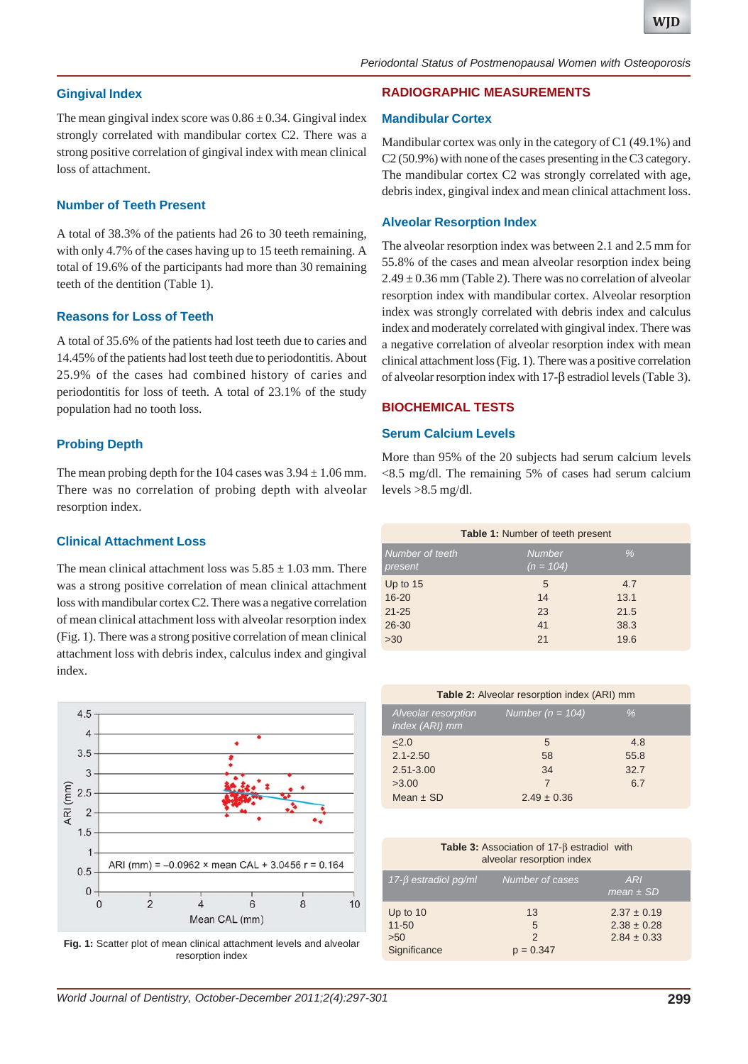### Gingival Index

The mean gingival index score was 0.86 ± 0.34. Gingival index strongly correlated with mandibular cortex C2. There was a strong positive correlation of gingival index with mean clinical loss of attachment.

### Number of Teeth Present

A total of 38.3% of the patients had 26 to 30 teeth remaining, with only 4.7% of the cases having up to 15 teeth remaining. A total of 19.6% of the participants had more than 30 remaining teeth of the dentition (Table 1).

### Reasons for Loss of Teeth

A total of 35.6% of the patients had lost teeth due to caries and 14.45% of the patients had lost teeth due to periodontitis. About 25.9% of the cases had combined history of caries and periodontitis for loss of teeth. A total of 23.1% of the study population had no tooth loss.

### Probing Depth

The mean probing depth for the 104 cases was 3.94 ± 1.06 mm. There was no correlation of probing depth with alveolar resorption index.

### Clinical Attachment Loss

The mean clinical attachment loss was 5.85 ± 1.03 mm. There was a strong positive correlation of mean clinical attachment loss with mandibular cortex C2. There was a negative correlation of mean clinical attachment loss with alveolar resorption index (Fig. 1). There was a strong positive correlation of mean clinical attachment loss with debris index, calculus index and gingival index.

ARI (mm) = –0.0962 × mean CAL + 3.0456 r = 0.164

**Fig. 1:** Scatter plot of mean clinical attachment levels and alveolar resorption index

## RADIOGRAPHIC MEASUREMENTS

### Mandibular Cortex

Mandibular cortex was only in the category of C1 (49.1%) and C2 (50.9%) with none of the cases presenting in the C3 category. The mandibular cortex C2 was strongly correlated with age, debris index, gingival index and mean clinical attachment loss.

### Alveolar Resorption Index

The alveolar resorption index was between 2.1 and 2.5 mm for 55.8% of the cases and mean alveolar resorption index being 2.49 ± 0.36 mm (Table 2). There was no correlation of alveolar resorption index with mandibular cortex. Alveolar resorption index was strongly correlated with debris index and calculus index and moderately correlated with gingival index. There was a negative correlation of alveolar resorption index with mean clinical attachment loss (Fig. 1). There was a positive correlation of alveolar resorption index with 17-β estradiol levels (Table 3).

## BIOCHEMICAL TESTS

### Serum Calcium Levels

More than 95% of the 20 subjects had serum calcium levels <8.5 mg/dl. The remaining 5% of cases had serum calcium levels >8.5 mg/dl.

**Table 1:** Number of teeth present

| Number of teeth present | Number (n = 104) | % |
|---|---|---|
| Up to 15 | 5 | 4.7 |
| 16-20 | 14 | 13.1 |
| 21-25 | 23 | 21.5 |
| 26-30 | 41 | 38.3 |
| >30 | 21 | 19.6 |

**Table 2:** Alveolar resorption index (ARI) mm

| Alveolar resorption index (ARI) mm | Number (n = 104) | % |
|---|---|---|
| ≤2.0 | 5 | 4.8 |
| 2.1-2.50 | 58 | 55.8 |
| 2.51-3.00 | 34 | 32.7 |
| >3.00 | 7 | 6.7 |
| Mean ± SD | 2.49 ± 0.36 | |

**Table 3:** Association of 17-β estradiol with alveolar resorption index

| 17-β estradiol pg/ml | Number of cases | ARI mean ± SD |
|---|---|---|
| Up to 10 | 13 | 2.37 ± 0.19 |
| 11-50 | 5 | 2.38 ± 0.28 |
| >50 | 2 | 2.84 ± 0.33 |
| Significance | p = 0.347 | |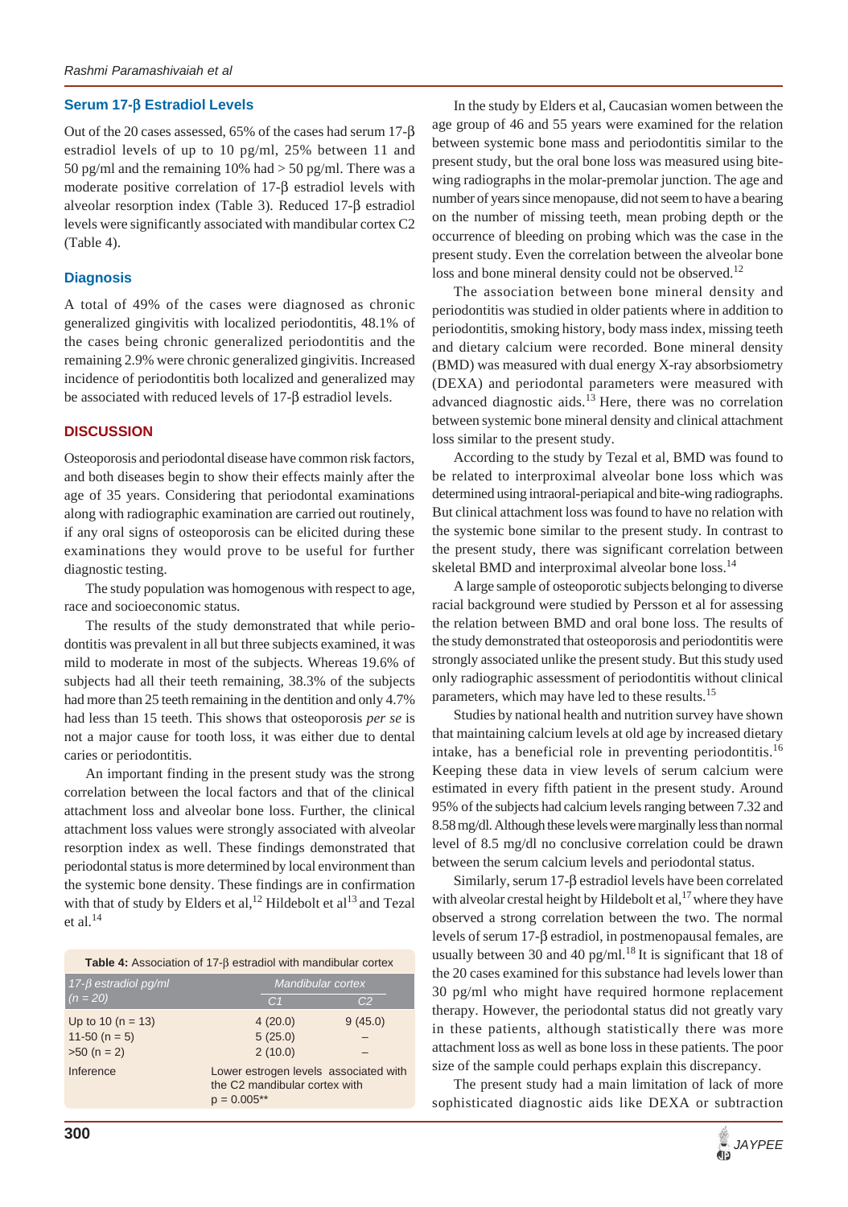### Serum 17-β Estradiol Levels

Out of the 20 cases assessed, 65% of the cases had serum 17-β estradiol levels of up to 10 pg/ml, 25% between 11 and 50 pg/ml and the remaining 10% had > 50 pg/ml. There was a moderate positive correlation of 17-β estradiol levels with alveolar resorption index (Table 3). Reduced 17-β estradiol levels were significantly associated with mandibular cortex C2 (Table 4).

### Diagnosis

A total of 49% of the cases were diagnosed as chronic generalized gingivitis with localized periodontitis, 48.1% of the cases being chronic generalized periodontitis and the remaining 2.9% were chronic generalized gingivitis. Increased incidence of periodontitis both localized and generalized may be associated with reduced levels of 17-β estradiol levels.

## DISCUSSION

Osteoporosis and periodontal disease have common risk factors, and both diseases begin to show their effects mainly after the age of 35 years. Considering that periodontal examinations along with radiographic examination are carried out routinely, if any oral signs of osteoporosis can be elicited during these examinations they would prove to be useful for further diagnostic testing.

The study population was homogenous with respect to age, race and socioeconomic status.

The results of the study demonstrated that while periodontitis was prevalent in all but three subjects examined, it was mild to moderate in most of the subjects. Whereas 19.6% of subjects had all their teeth remaining, 38.3% of the subjects had more than 25 teeth remaining in the dentition and only 4.7% had less than 15 teeth. This shows that osteoporosis *per se* is not a major cause for tooth loss, it was either due to dental caries or periodontitis.

An important finding in the present study was the strong correlation between the local factors and that of the clinical attachment loss and alveolar bone loss. Further, the clinical attachment loss values were strongly associated with alveolar resorption index as well. These findings demonstrated that periodontal status is more determined by local environment than the systemic bone density. These findings are in confirmation with that of study by Elders et al,[12] Hildebolt et al[13] and Tezal et al.[14]

**Table 4:** Association of 17-β estradiol with mandibular cortex

| 17-β estradiol pg/ml (n = 20) | Mandibular cortex | |
|---|---|---|
| | C1 | C2 |
| Up to 10 (n = 13) | 4 (20.0) | 9 (45.0) |
| 11-50 (n = 5) | 5 (25.0) | – |
| >50 (n = 2) | 2 (10.0) | – |
| Inference | Lower estrogen levels associated with the C2 mandibular cortex with p = 0.005** | |

In the study by Elders et al, Caucasian women between the age group of 46 and 55 years were examined for the relation between systemic bone mass and periodontitis similar to the present study, but the oral bone loss was measured using bite-wing radiographs in the molar-premolar junction. The age and number of years since menopause, did not seem to have a bearing on the number of missing teeth, mean probing depth or the occurrence of bleeding on probing which was the case in the present study. Even the correlation between the alveolar bone loss and bone mineral density could not be observed.[12]

The association between bone mineral density and periodontitis was studied in older patients where in addition to periodontitis, smoking history, body mass index, missing teeth and dietary calcium were recorded. Bone mineral density (BMD) was measured with dual energy X-ray absorbsiometry (DEXA) and periodontal parameters were measured with advanced diagnostic aids.[13] Here, there was no correlation between systemic bone mineral density and clinical attachment loss similar to the present study.

According to the study by Tezal et al, BMD was found to be related to interproximal alveolar bone loss which was determined using intraoral-periapical and bite-wing radiographs. But clinical attachment loss was found to have no relation with the systemic bone similar to the present study. In contrast to the present study, there was significant correlation between skeletal BMD and interproximal alveolar bone loss.[14]

A large sample of osteoporotic subjects belonging to diverse racial background were studied by Persson et al for assessing the relation between BMD and oral bone loss. The results of the study demonstrated that osteoporosis and periodontitis were strongly associated unlike the present study. But this study used only radiographic assessment of periodontitis without clinical parameters, which may have led to these results.[15]

Studies by national health and nutrition survey have shown that maintaining calcium levels at old age by increased dietary intake, has a beneficial role in preventing periodontitis.[16] Keeping these data in view levels of serum calcium were estimated in every fifth patient in the present study. Around 95% of the subjects had calcium levels ranging between 7.32 and 8.58 mg/dl. Although these levels were marginally less than normal level of 8.5 mg/dl no conclusive correlation could be drawn between the serum calcium levels and periodontal status.

Similarly, serum 17-β estradiol levels have been correlated with alveolar crestal height by Hildebolt et al,[17] where they have observed a strong correlation between the two. The normal levels of serum 17-β estradiol, in postmenopausal females, are usually between 30 and 40 pg/ml.[18] It is significant that 18 of the 20 cases examined for this substance had levels lower than 30 pg/ml who might have required hormone replacement therapy. However, the periodontal status did not greatly vary in these patients, although statistically there was more attachment loss as well as bone loss in these patients. The poor size of the sample could perhaps explain this discrepancy.

The present study had a main limitation of lack of more sophisticated diagnostic aids like DEXA or subtraction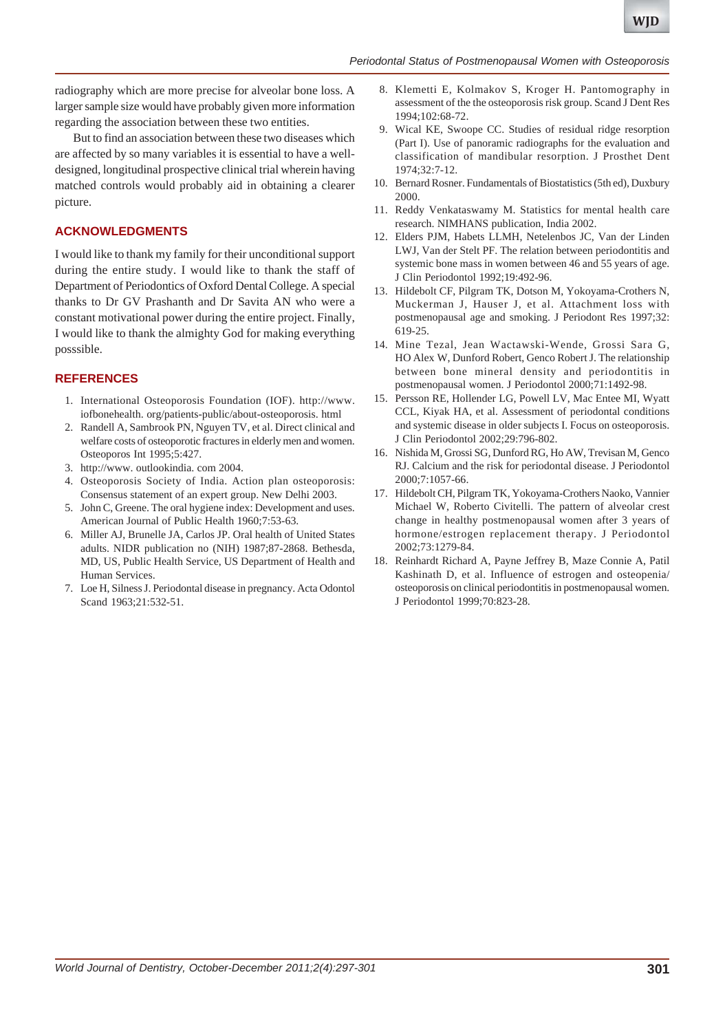radiography which are more precise for alveolar bone loss. A larger sample size would have probably given more information regarding the association between these two entities.

But to find an association between these two diseases which are affected by so many variables it is essential to have a well-designed, longitudinal prospective clinical trial wherein having matched controls would probably aid in obtaining a clearer picture.

## ACKNOWLEDGMENTS

I would like to thank my family for their unconditional support during the entire study. I would like to thank the staff of Department of Periodontics of Oxford Dental College. A special thanks to Dr GV Prashanth and Dr Savita AN who were a constant motivational power during the entire project. Finally, I would like to thank the almighty God for making everything posssible.

## REFERENCES

1. International Osteoporosis Foundation (IOF). http://www. iofbonehealth. org/patients-public/about-osteoporosis. html
2. Randell A, Sambrook PN, Nguyen TV, et al. Direct clinical and welfare costs of osteoporotic fractures in elderly men and women. Osteoporos Int 1995;5:427.
3. http://www. outlookindia. com 2004.
4. Osteoporosis Society of India. Action plan osteoporosis: Consensus statement of an expert group. New Delhi 2003.
5. John C, Greene. The oral hygiene index: Development and uses. American Journal of Public Health 1960;7:53-63.
6. Miller AJ, Brunelle JA, Carlos JP. Oral health of United States adults. NIDR publication no (NIH) 1987;87-2868. Bethesda, MD, US, Public Health Service, US Department of Health and Human Services.
7. Loe H, Silness J. Periodontal disease in pregnancy. Acta Odontol Scand 1963;21:532-51.
8. Klemetti E, Kolmakov S, Kroger H. Pantomography in assessment of the the osteoporosis risk group. Scand J Dent Res 1994;102:68-72.
9. Wical KE, Swoope CC. Studies of residual ridge resorption (Part I). Use of panoramic radiographs for the evaluation and classification of mandibular resorption. J Prosthet Dent 1974;32:7-12.
10. Bernard Rosner. Fundamentals of Biostatistics (5th ed), Duxbury 2000.
11. Reddy Venkataswamy M. Statistics for mental health care research. NIMHANS publication, India 2002.
12. Elders PJM, Habets LLMH, Netelenbos JC, Van der Linden LWJ, Van der Stelt PF. The relation between periodontitis and systemic bone mass in women between 46 and 55 years of age. J Clin Periodontol 1992;19:492-96.
13. Hildebolt CF, Pilgram TK, Dotson M, Yokoyama-Crothers N, Muckerman J, Hauser J, et al. Attachment loss with postmenopausal age and smoking. J Periodont Res 1997;32: 619-25.
14. Mine Tezal, Jean Wactawski-Wende, Grossi Sara G, HO Alex W, Dunford Robert, Genco Robert J. The relationship between bone mineral density and periodontitis in postmenopausal women. J Periodontol 2000;71:1492-98.
15. Persson RE, Hollender LG, Powell LV, Mac Entee MI, Wyatt CCL, Kiyak HA, et al. Assessment of periodontal conditions and systemic disease in older subjects I. Focus on osteoporosis. J Clin Periodontol 2002;29:796-802.
16. Nishida M, Grossi SG, Dunford RG, Ho AW, Trevisan M, Genco RJ. Calcium and the risk for periodontal disease. J Periodontol 2000;7:1057-66.
17. Hildebolt CH, Pilgram TK, Yokoyama-Crothers Naoko, Vannier Michael W, Roberto Civitelli. The pattern of alveolar crest change in healthy postmenopausal women after 3 years of hormone/estrogen replacement therapy. J Periodontol 2002;73:1279-84.
18. Reinhardt Richard A, Payne Jeffrey B, Maze Connie A, Patil Kashinath D, et al. Influence of estrogen and osteopenia/ osteoporosis on clinical periodontitis in postmenopausal women. J Periodontol 1999;70:823-28.